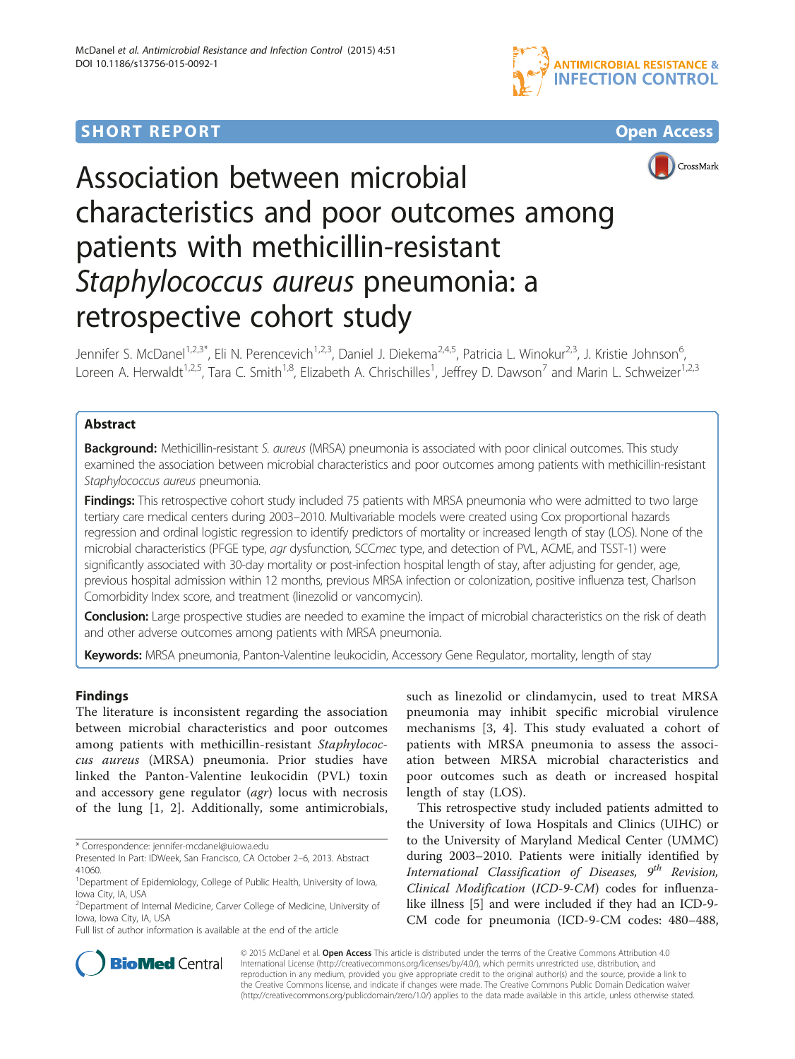SHORT REPORT

Open Access

# Association between microbial characteristics and poor outcomes among patients with methicillin-resistant *Staphylococcus aureus* pneumonia: a retrospective cohort study

Jennifer S. McDanel[1,2,3*], Eli N. Perencevich[1,2,3], Daniel J. Diekema[2,4,5], Patricia L. Winokur[2,3], J. Kristie Johnson[6], Loreen A. Herwaldt[1,2,5], Tara C. Smith[1,8], Elizabeth A. Chrischilles[1], Jeffrey D. Dawson[7] and Marin L. Schweizer[1,2,3]

## Abstract

**Background:** Methicillin-resistant *S. aureus* (MRSA) pneumonia is associated with poor clinical outcomes. This study examined the association between microbial characteristics and poor outcomes among patients with methicillin-resistant *Staphylococcus aureus* pneumonia.

**Findings:** This retrospective cohort study included 75 patients with MRSA pneumonia who were admitted to two large tertiary care medical centers during 2003–2010. Multivariable models were created using Cox proportional hazards regression and ordinal logistic regression to identify predictors of mortality or increased length of stay (LOS). None of the microbial characteristics (PFGE type, *agr* dysfunction, SCC*mec* type, and detection of PVL, ACME, and TSST-1) were significantly associated with 30-day mortality or post-infection hospital length of stay, after adjusting for gender, age, previous hospital admission within 12 months, previous MRSA infection or colonization, positive influenza test, Charlson Comorbidity Index score, and treatment (linezolid or vancomycin).

**Conclusion:** Large prospective studies are needed to examine the impact of microbial characteristics on the risk of death and other adverse outcomes among patients with MRSA pneumonia.

**Keywords:** MRSA pneumonia, Panton-Valentine leukocidin, Accessory Gene Regulator, mortality, length of stay

## Findings

The literature is inconsistent regarding the association between microbial characteristics and poor outcomes among patients with methicillin-resistant *Staphylococcus aureus* (MRSA) pneumonia. Prior studies have linked the Panton-Valentine leukocidin (PVL) toxin and accessory gene regulator (*agr*) locus with necrosis of the lung [1, 2]. Additionally, some antimicrobials, such as linezolid or clindamycin, used to treat MRSA pneumonia may inhibit specific microbial virulence mechanisms [3, 4]. This study evaluated a cohort of patients with MRSA pneumonia to assess the association between MRSA microbial characteristics and poor outcomes such as death or increased hospital length of stay (LOS).

This retrospective study included patients admitted to the University of Iowa Hospitals and Clinics (UIHC) or to the University of Maryland Medical Center (UMMC) during 2003–2010. Patients were initially identified by *International Classification of Diseases, 9th Revision, Clinical Modification* (*ICD-9-CM*) codes for influenza-like illness [5] and were included if they had an ICD-9-CM code for pneumonia (ICD-9-CM codes: 480–488,

* Correspondence: jennifer-mcdanel@uiowa.edu

Presented In Part: IDWeek, San Francisco, CA October 2–6, 2013. Abstract 41060.

[1]Department of Epidemiology, College of Public Health, University of Iowa, Iowa City, IA, USA

[2]Department of Internal Medicine, Carver College of Medicine, University of Iowa, Iowa City, IA, USA

Full list of author information is available at the end of the article

© 2015 McDanel et al. **Open Access** This article is distributed under the terms of the Creative Commons Attribution 4.0 International License (http://creativecommons.org/licenses/by/4.0/), which permits unrestricted use, distribution, and reproduction in any medium, provided you give appropriate credit to the original author(s) and the source, provide a link to the Creative Commons license, and indicate if changes were made. The Creative Commons Public Domain Dedication waiver (http://creativecommons.org/publicdomain/zero/1.0/) applies to the data made available in this article, unless otherwise stated.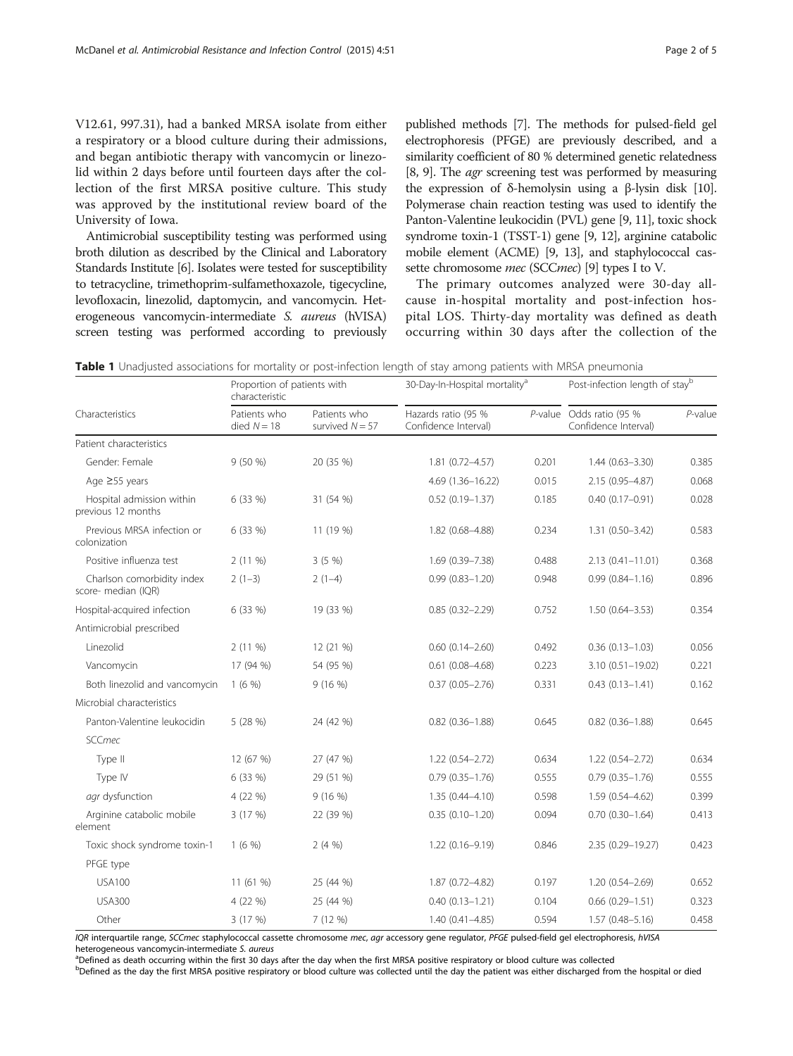V12.61, 997.31), had a banked MRSA isolate from either a respiratory or a blood culture during their admissions, and began antibiotic therapy with vancomycin or linezolid within 2 days before until fourteen days after the collection of the first MRSA positive culture. This study was approved by the institutional review board of the University of Iowa.

Antimicrobial susceptibility testing was performed using broth dilution as described by the Clinical and Laboratory Standards Institute [6]. Isolates were tested for susceptibility to tetracycline, trimethoprim-sulfamethoxazole, tigecycline, levofloxacin, linezolid, daptomycin, and vancomycin. Heterogeneous vancomycin-intermediate *S. aureus* (hVISA) screen testing was performed according to previously published methods [7]. The methods for pulsed-field gel electrophoresis (PFGE) are previously described, and a similarity coefficient of 80 % determined genetic relatedness [8, 9]. The *agr* screening test was performed by measuring the expression of δ-hemolysin using a β-lysin disk [10]. Polymerase chain reaction testing was used to identify the Panton-Valentine leukocidin (PVL) gene [9, 11], toxic shock syndrome toxin-1 (TSST-1) gene [9, 12], arginine catabolic mobile element (ACME) [9, 13], and staphylococcal cassette chromosome *mec* (SCC*mec*) [9] types I to V.

The primary outcomes analyzed were 30-day all-cause in-hospital mortality and post-infection hospital LOS. Thirty-day mortality was defined as death occurring within 30 days after the collection of the

**Table 1** Unadjusted associations for mortality or post-infection length of stay among patients with MRSA pneumonia

| Characteristics | Proportion of patients with characteristic | | 30-Day-In-Hospital mortality[a] | | Post-infection length of stay[b] | |
|---|---|---|---|---|---|---|
| | Patients who died $N = 18$ | Patients who survived $N = 57$ | Hazards ratio (95 % Confidence Interval) | *P*-value | Odds ratio (95 % Confidence Interval) | *P*-value |
| Patient characteristics | | | | | | |
| Gender: Female | 9 (50 %) | 20 (35 %) | 1.81 (0.72–4.57) | 0.201 | 1.44 (0.63–3.30) | 0.385 |
| Age ≥55 years | | | 4.69 (1.36–16.22) | 0.015 | 2.15 (0.95–4.87) | 0.068 |
| Hospital admission within previous 12 months | 6 (33 %) | 31 (54 %) | 0.52 (0.19–1.37) | 0.185 | 0.40 (0.17–0.91) | 0.028 |
| Previous MRSA infection or colonization | 6 (33 %) | 11 (19 %) | 1.82 (0.68–4.88) | 0.234 | 1.31 (0.50–3.42) | 0.583 |
| Positive influenza test | 2 (11 %) | 3 (5 %) | 1.69 (0.39–7.38) | 0.488 | 2.13 (0.41–11.01) | 0.368 |
| Charlson comorbidity index score- median (IQR) | 2 (1–3) | 2 (1–4) | 0.99 (0.83–1.20) | 0.948 | 0.99 (0.84–1.16) | 0.896 |
| Hospital-acquired infection | 6 (33 %) | 19 (33 %) | 0.85 (0.32–2.29) | 0.752 | 1.50 (0.64–3.53) | 0.354 |
| Antimicrobial prescribed | | | | | | |
| Linezolid | 2 (11 %) | 12 (21 %) | 0.60 (0.14–2.60) | 0.492 | 0.36 (0.13–1.03) | 0.056 |
| Vancomycin | 17 (94 %) | 54 (95 %) | 0.61 (0.08–4.68) | 0.223 | 3.10 (0.51–19.02) | 0.221 |
| Both linezolid and vancomycin | 1 (6 %) | 9 (16 %) | 0.37 (0.05–2.76) | 0.331 | 0.43 (0.13–1.41) | 0.162 |
| Microbial characteristics | | | | | | |
| Panton-Valentine leukocidin | 5 (28 %) | 24 (42 %) | 0.82 (0.36–1.88) | 0.645 | 0.82 (0.36–1.88) | 0.645 |
| SCC*mec* | | | | | | |
| Type II | 12 (67 %) | 27 (47 %) | 1.22 (0.54–2.72) | 0.634 | 1.22 (0.54–2.72) | 0.634 |
| Type IV | 6 (33 %) | 29 (51 %) | 0.79 (0.35–1.76) | 0.555 | 0.79 (0.35–1.76) | 0.555 |
| *agr* dysfunction | 4 (22 %) | 9 (16 %) | 1.35 (0.44–4.10) | 0.598 | 1.59 (0.54–4.62) | 0.399 |
| Arginine catabolic mobile element | 3 (17 %) | 22 (39 %) | 0.35 (0.10–1.20) | 0.094 | 0.70 (0.30–1.64) | 0.413 |
| Toxic shock syndrome toxin-1 | 1 (6 %) | 2 (4 %) | 1.22 (0.16–9.19) | 0.846 | 2.35 (0.29–19.27) | 0.423 |
| PFGE type | | | | | | |
| USA100 | 11 (61 %) | 25 (44 %) | 1.87 (0.72–4.82) | 0.197 | 1.20 (0.54–2.69) | 0.652 |
| USA300 | 4 (22 %) | 25 (44 %) | 0.40 (0.13–1.21) | 0.104 | 0.66 (0.29–1.51) | 0.323 |
| Other | 3 (17 %) | 7 (12 %) | 1.40 (0.41–4.85) | 0.594 | 1.57 (0.48–5.16) | 0.458 |

*IQR* interquartile range, *SCCmec* staphylococcal cassette chromosome *mec*, *agr* accessory gene regulator, *PFGE* pulsed-field gel electrophoresis, *hVISA* heterogeneous vancomycin-intermediate *S. aureus*

[a]Defined as death occurring within the first 30 days after the day when the first MRSA positive respiratory or blood culture was collected

[b]Defined as the day the first MRSA positive respiratory or blood culture was collected until the day the patient was either discharged from the hospital or died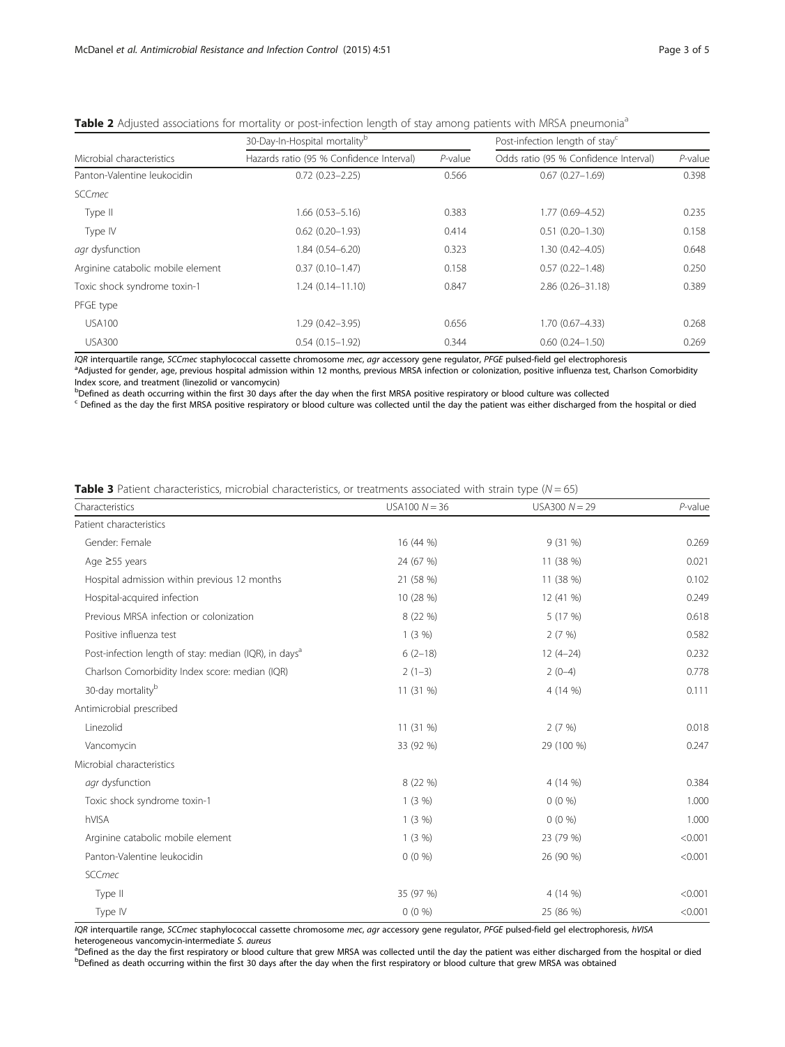**Table 2** Adjusted associations for mortality or post-infection length of stay among patients with MRSA pneumonia[a]

| Microbial characteristics | 30-Day-In-Hospital mortality[b] | | Post-infection length of stay[c] | |
|---|---|---|---|---|
| | Hazards ratio (95 % Confidence Interval) | *P*-value | Odds ratio (95 % Confidence Interval) | *P*-value |
| Panton-Valentine leukocidin | 0.72 (0.23–2.25) | 0.566 | 0.67 (0.27–1.69) | 0.398 |
| SCC*mec* | | | | |
| Type II | 1.66 (0.53–5.16) | 0.383 | 1.77 (0.69–4.52) | 0.235 |
| Type IV | 0.62 (0.20–1.93) | 0.414 | 0.51 (0.20–1.30) | 0.158 |
| *agr* dysfunction | 1.84 (0.54–6.20) | 0.323 | 1.30 (0.42–4.05) | 0.648 |
| Arginine catabolic mobile element | 0.37 (0.10–1.47) | 0.158 | 0.57 (0.22–1.48) | 0.250 |
| Toxic shock syndrome toxin-1 | 1.24 (0.14–11.10) | 0.847 | 2.86 (0.26–31.18) | 0.389 |
| PFGE type | | | | |
| USA100 | 1.29 (0.42–3.95) | 0.656 | 1.70 (0.67–4.33) | 0.268 |
| USA300 | 0.54 (0.15–1.92) | 0.344 | 0.60 (0.24–1.50) | 0.269 |

*IQR* interquartile range, *SCCmec* staphylococcal cassette chromosome *mec*, *agr* accessory gene regulator, *PFGE* pulsed-field gel electrophoresis
[a]Adjusted for gender, age, previous hospital admission within 12 months, previous MRSA infection or colonization, positive influenza test, Charlson Comorbidity Index score, and treatment (linezolid or vancomycin)
[b]Defined as death occurring within the first 30 days after the day when the first MRSA positive respiratory or blood culture was collected
[c] Defined as the day the first MRSA positive respiratory or blood culture was collected until the day the patient was either discharged from the hospital or died

**Table 3** Patient characteristics, microbial characteristics, or treatments associated with strain type ($N = 65$)

| Characteristics | USA100 $N = 36$ | USA300 $N = 29$ | *P*-value |
|---|---|---|---|
| Patient characteristics | | | |
| Gender: Female | 16 (44 %) | 9 (31 %) | 0.269 |
| Age ≥55 years | 24 (67 %) | 11 (38 %) | 0.021 |
| Hospital admission within previous 12 months | 21 (58 %) | 11 (38 %) | 0.102 |
| Hospital-acquired infection | 10 (28 %) | 12 (41 %) | 0.249 |
| Previous MRSA infection or colonization | 8 (22 %) | 5 (17 %) | 0.618 |
| Positive influenza test | 1 (3 %) | 2 (7 %) | 0.582 |
| Post-infection length of stay: median (IQR), in days[a] | 6 (2–18) | 12 (4–24) | 0.232 |
| Charlson Comorbidity Index score: median (IQR) | 2 (1–3) | 2 (0–4) | 0.778 |
| 30-day mortality[b] | 11 (31 %) | 4 (14 %) | 0.111 |
| Antimicrobial prescribed | | | |
| Linezolid | 11 (31 %) | 2 (7 %) | 0.018 |
| Vancomycin | 33 (92 %) | 29 (100 %) | 0.247 |
| Microbial characteristics | | | |
| *agr* dysfunction | 8 (22 %) | 4 (14 %) | 0.384 |
| Toxic shock syndrome toxin-1 | 1 (3 %) | 0 (0 %) | 1.000 |
| hVISA | 1 (3 %) | 0 (0 %) | 1.000 |
| Arginine catabolic mobile element | 1 (3 %) | 23 (79 %) | <0.001 |
| Panton-Valentine leukocidin | 0 (0 %) | 26 (90 %) | <0.001 |
| SCC*mec* | | | |
| Type II | 35 (97 %) | 4 (14 %) | <0.001 |
| Type IV | 0 (0 %) | 25 (86 %) | <0.001 |

*IQR* interquartile range, *SCCmec* staphylococcal cassette chromosome *mec*, *agr* accessory gene regulator, *PFGE* pulsed-field gel electrophoresis, *hVISA* heterogeneous vancomycin-intermediate *S. aureus*
[a]Defined as the day the first respiratory or blood culture that grew MRSA was collected until the day the patient was either discharged from the hospital or died
[b]Defined as death occurring within the first 30 days after the day when the first respiratory or blood culture that grew MRSA was obtained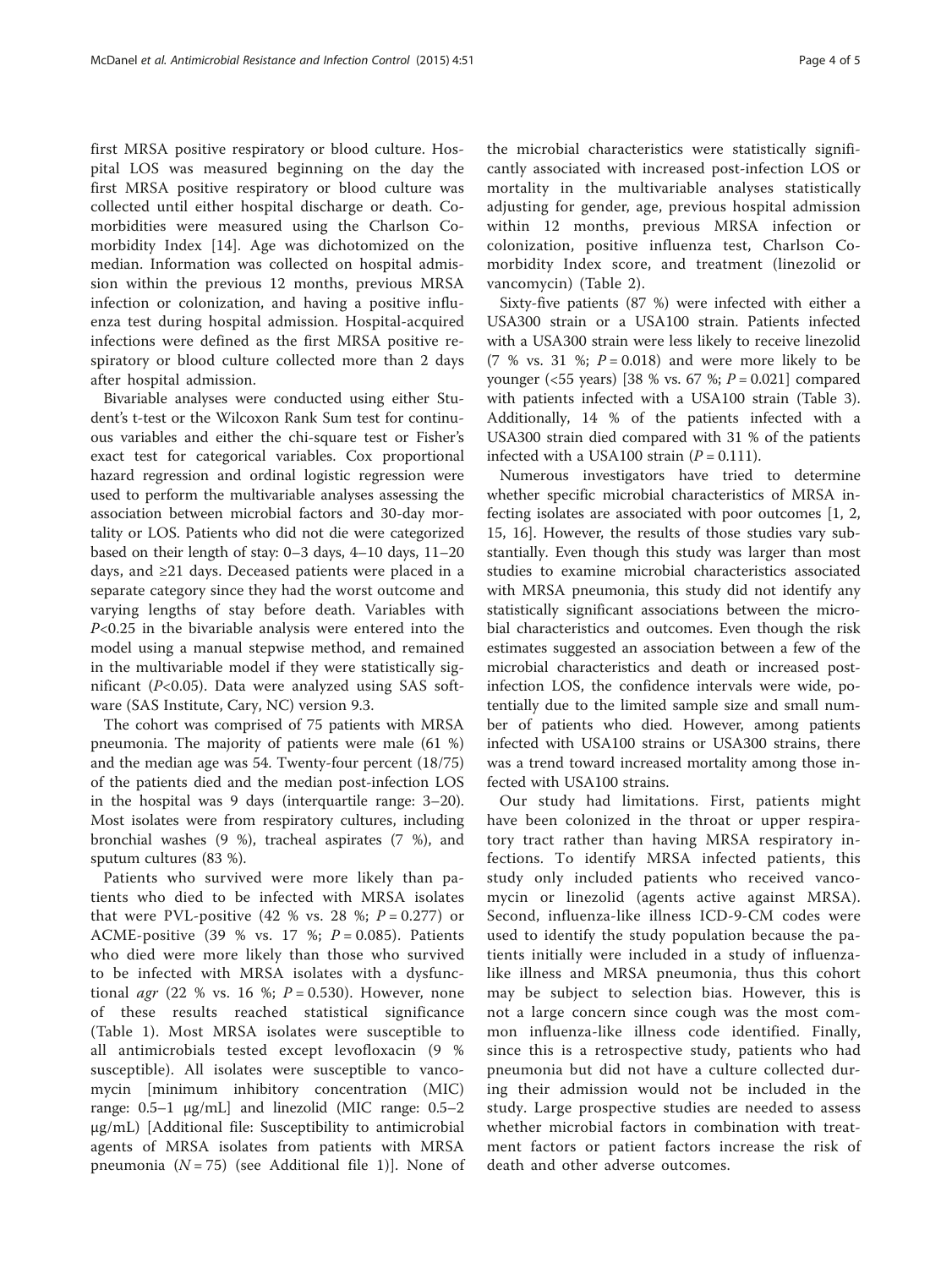first MRSA positive respiratory or blood culture. Hospital LOS was measured beginning on the day the first MRSA positive respiratory or blood culture was collected until either hospital discharge or death. Comorbidities were measured using the Charlson Comorbidity Index [14]. Age was dichotomized on the median. Information was collected on hospital admission within the previous 12 months, previous MRSA infection or colonization, and having a positive influenza test during hospital admission. Hospital-acquired infections were defined as the first MRSA positive respiratory or blood culture collected more than 2 days after hospital admission.

Bivariable analyses were conducted using either Student's t-test or the Wilcoxon Rank Sum test for continuous variables and either the chi-square test or Fisher's exact test for categorical variables. Cox proportional hazard regression and ordinal logistic regression were used to perform the multivariable analyses assessing the association between microbial factors and 30-day mortality or LOS. Patients who did not die were categorized based on their length of stay: 0–3 days, 4–10 days, 11–20 days, and ≥21 days. Deceased patients were placed in a separate category since they had the worst outcome and varying lengths of stay before death. Variables with $P<0.25$ in the bivariable analysis were entered into the model using a manual stepwise method, and remained in the multivariable model if they were statistically significant ($P<0.05$). Data were analyzed using SAS software (SAS Institute, Cary, NC) version 9.3.

The cohort was comprised of 75 patients with MRSA pneumonia. The majority of patients were male (61 %) and the median age was 54. Twenty-four percent (18/75) of the patients died and the median post-infection LOS in the hospital was 9 days (interquartile range: 3–20). Most isolates were from respiratory cultures, including bronchial washes (9 %), tracheal aspirates (7 %), and sputum cultures (83 %).

Patients who survived were more likely than patients who died to be infected with MRSA isolates that were PVL-positive (42 % vs. 28 %; $P = 0.277$) or ACME-positive (39 % vs. 17 %; $P = 0.085$). Patients who died were more likely than those who survived to be infected with MRSA isolates with a dysfunctional *agr* (22 % vs. 16 %; $P = 0.530$). However, none of these results reached statistical significance (Table 1). Most MRSA isolates were susceptible to all antimicrobials tested except levofloxacin (9 % susceptible). All isolates were susceptible to vancomycin [minimum inhibitory concentration (MIC) range: 0.5–1 μg/mL] and linezolid (MIC range: 0.5–2 μg/mL) [Additional file: Susceptibility to antimicrobial agents of MRSA isolates from patients with MRSA pneumonia ($N = 75$) (see Additional file 1)]. None of the microbial characteristics were statistically significantly associated with increased post-infection LOS or mortality in the multivariable analyses statistically adjusting for gender, age, previous hospital admission within 12 months, previous MRSA infection or colonization, positive influenza test, Charlson Comorbidity Index score, and treatment (linezolid or vancomycin) (Table 2).

Sixty-five patients (87 %) were infected with either a USA300 strain or a USA100 strain. Patients infected with a USA300 strain were less likely to receive linezolid (7 % vs. 31 %; $P = 0.018$) and were more likely to be younger (<55 years) [38 % vs. 67 %; $P = 0.021$] compared with patients infected with a USA100 strain (Table 3). Additionally, 14 % of the patients infected with a USA300 strain died compared with 31 % of the patients infected with a USA100 strain ($P = 0.111$).

Numerous investigators have tried to determine whether specific microbial characteristics of MRSA infecting isolates are associated with poor outcomes [1, 2, 15, 16]. However, the results of those studies vary substantially. Even though this study was larger than most studies to examine microbial characteristics associated with MRSA pneumonia, this study did not identify any statistically significant associations between the microbial characteristics and outcomes. Even though the risk estimates suggested an association between a few of the microbial characteristics and death or increased post-infection LOS, the confidence intervals were wide, potentially due to the limited sample size and small number of patients who died. However, among patients infected with USA100 strains or USA300 strains, there was a trend toward increased mortality among those infected with USA100 strains.

Our study had limitations. First, patients might have been colonized in the throat or upper respiratory tract rather than having MRSA respiratory infections. To identify MRSA infected patients, this study only included patients who received vancomycin or linezolid (agents active against MRSA). Second, influenza-like illness ICD-9-CM codes were used to identify the study population because the patients initially were included in a study of influenza-like illness and MRSA pneumonia, thus this cohort may be subject to selection bias. However, this is not a large concern since cough was the most common influenza-like illness code identified. Finally, since this is a retrospective study, patients who had pneumonia but did not have a culture collected during their admission would not be included in the study. Large prospective studies are needed to assess whether microbial factors in combination with treatment factors or patient factors increase the risk of death and other adverse outcomes.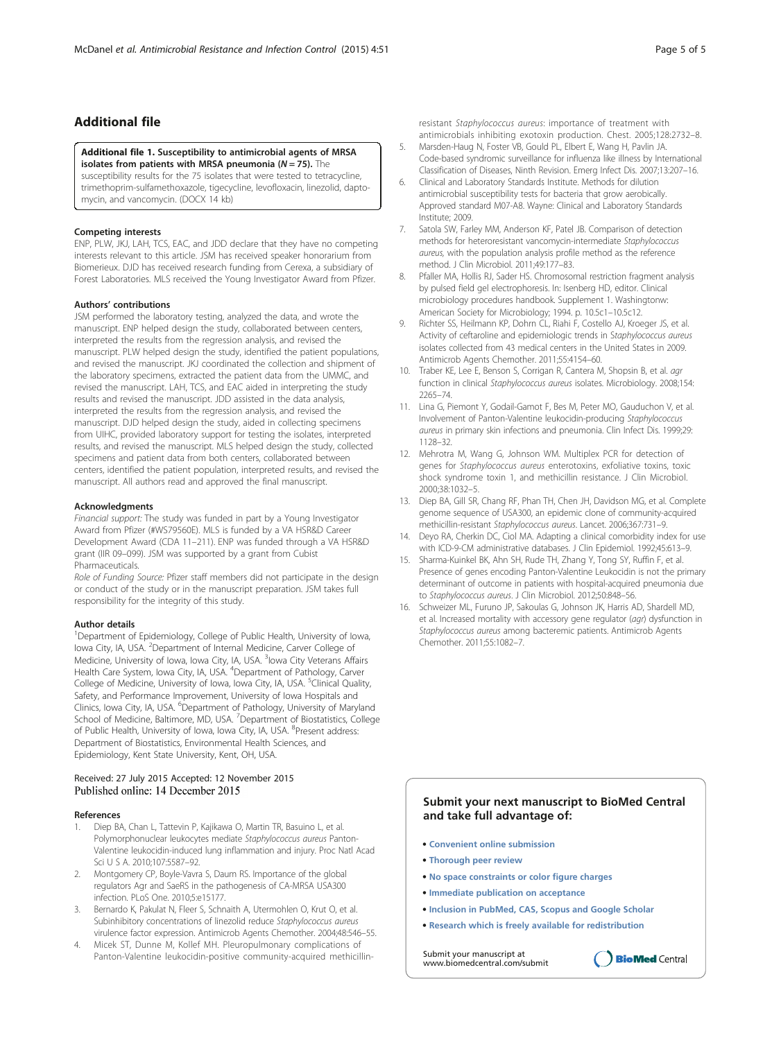## Additional file

**Additional file 1. Susceptibility to antimicrobial agents of MRSA isolates from patients with MRSA pneumonia ($N = 75$).** The susceptibility results for the 75 isolates that were tested to tetracycline, trimethoprim-sulfamethoxazole, tigecycline, levofloxacin, linezolid, daptomycin, and vancomycin. (DOCX 14 kb)

### Competing interests

ENP, PLW, JKJ, LAH, TCS, EAC, and JDD declare that they have no competing interests relevant to this article. JSM has received speaker honorarium from Biomerieux. DJD has received research funding from Cerexa, a subsidiary of Forest Laboratories. MLS received the Young Investigator Award from Pfizer.

### Authors' contributions

JSM performed the laboratory testing, analyzed the data, and wrote the manuscript. ENP helped design the study, collaborated between centers, interpreted the results from the regression analysis, and revised the manuscript. PLW helped design the study, identified the patient populations, and revised the manuscript. JKJ coordinated the collection and shipment of the laboratory specimens, extracted the patient data from the UMMC, and revised the manuscript. LAH, TCS, and EAC aided in interpreting the study results and revised the manuscript. JDD assisted in the data analysis, interpreted the results from the regression analysis, and revised the manuscript. DJD helped design the study, aided in collecting specimens from UIHC, provided laboratory support for testing the isolates, interpreted results, and revised the manuscript. MLS helped design the study, collected specimens and patient data from both centers, collaborated between centers, identified the patient population, interpreted results, and revised the manuscript. All authors read and approved the final manuscript.

### Acknowledgments

*Financial support:* The study was funded in part by a Young Investigator Award from Pfizer (#WS79560E). MLS is funded by a VA HSR&D Career Development Award (CDA 11–211). ENP was funded through a VA HSR&D grant (IIR 09–099). JSM was supported by a grant from Cubist Pharmaceuticals.
*Role of Funding Source:* Pfizer staff members did not participate in the design or conduct of the study or in the manuscript preparation. JSM takes full responsibility for the integrity of this study.

### Author details

[1]Department of Epidemiology, College of Public Health, University of Iowa, Iowa City, IA, USA. [2]Department of Internal Medicine, Carver College of Medicine, University of Iowa, Iowa City, IA, USA. [3]Iowa City Veterans Affairs Health Care System, Iowa City, IA, USA. [4]Department of Pathology, Carver College of Medicine, University of Iowa, Iowa City, IA, USA. [5]Clinical Quality, Safety, and Performance Improvement, University of Iowa Hospitals and Clinics, Iowa City, IA, USA. [6]Department of Pathology, University of Maryland School of Medicine, Baltimore, MD, USA. [7]Department of Biostatistics, College of Public Health, University of Iowa, Iowa City, IA, USA. [8]Present address: Department of Biostatistics, Environmental Health Sciences, and Epidemiology, Kent State University, Kent, OH, USA.

Received: 27 July 2015 Accepted: 12 November 2015
Published online: 14 December 2015

### References

1. Diep BA, Chan L, Tattevin P, Kajikawa O, Martin TR, Basuino L, et al. Polymorphonuclear leukocytes mediate *Staphylococcus aureus* Panton-Valentine leukocidin-induced lung inflammation and injury. Proc Natl Acad Sci U S A. 2010;107:5587–92.
2. Montgomery CP, Boyle-Vavra S, Daum RS. Importance of the global regulators Agr and SaeRS in the pathogenesis of CA-MRSA USA300 infection. PLoS One. 2010;5:e15177.
3. Bernardo K, Pakulat N, Fleer S, Schnaith A, Utermohlen O, Krut O, et al. Subinhibitory concentrations of linezolid reduce *Staphylococcus aureus* virulence factor expression. Antimicrob Agents Chemother. 2004;48:546–55.
4. Micek ST, Dunne M, Kollef MH. Pleuropulmonary complications of Panton-Valentine leukocidin-positive community-acquired methicillin-resistant *Staphylococcus aureus*: importance of treatment with antimicrobials inhibiting exotoxin production. Chest. 2005;128:2732–8.
5. Marsden-Haug N, Foster VB, Gould PL, Elbert E, Wang H, Pavlin JA. Code-based syndromic surveillance for influenza like illness by International Classification of Diseases, Ninth Revision. Emerg Infect Dis. 2007;13:207–16.
6. Clinical and Laboratory Standards Institute. Methods for dilution antimicrobial susceptibility tests for bacteria that grow aerobically. Approved standard M07-A8. Wayne: Clinical and Laboratory Standards Institute; 2009.
7. Satola SW, Farley MM, Anderson KF, Patel JB. Comparison of detection methods for heteroresistant vancomycin-intermediate *Staphylococcus aureus*, with the population analysis profile method as the reference method. J Clin Microbiol. 2011;49:177–83.
8. Pfaller MA, Hollis RJ, Sader HS. Chromosomal restriction fragment analysis by pulsed field gel electrophoresis. In: Isenberg HD, editor. Clinical microbiology procedures handbook. Supplement 1. Washingtonw: American Society for Microbiology; 1994. p. 10.5c1–10.5c12.
9. Richter SS, Heilmann KP, Dohrn CL, Riahi F, Costello AJ, Kroeger JS, et al. Activity of ceftaroline and epidemiologic trends in *Staphylococcus aureus* isolates collected from 43 medical centers in the United States in 2009. Antimicrob Agents Chemother. 2011;55:4154–60.
10. Traber KE, Lee E, Benson S, Corrigan R, Cantera M, Shopsin B, et al. *agr* function in clinical *Staphylococcus aureus* isolates. Microbiology. 2008;154: 2265–74.
11. Lina G, Piemont Y, Godail-Gamot F, Bes M, Peter MO, Gauduchon V, et al. Involvement of Panton-Valentine leukocidin-producing *Staphylococcus aureus* in primary skin infections and pneumonia. Clin Infect Dis. 1999;29: 1128–32.
12. Mehrotra M, Wang G, Johnson WM. Multiplex PCR for detection of genes for *Staphylococcus aureus* enterotoxins, exfoliative toxins, toxic shock syndrome toxin 1, and methicillin resistance. J Clin Microbiol. 2000;38:1032–5.
13. Diep BA, Gill SR, Chang RF, Phan TH, Chen JH, Davidson MG, et al. Complete genome sequence of USA300, an epidemic clone of community-acquired methicillin-resistant *Staphylococcus aureus*. Lancet. 2006;367:731–9.
14. Deyo RA, Cherkin DC, Ciol MA. Adapting a clinical comorbidity index for use with ICD-9-CM administrative databases. J Clin Epidemiol. 1992;45:613–9.
15. Sharma-Kuinkel BK, Ahn SH, Rude TH, Zhang Y, Tong SY, Ruffin F, et al. Presence of genes encoding Panton-Valentine Leukocidin is not the primary determinant of outcome in patients with hospital-acquired pneumonia due to *Staphylococcus aureus*. J Clin Microbiol. 2012;50:848–56.
16. Schweizer ML, Furuno JP, Sakoulas G, Johnson JK, Harris AD, Shardell MD, et al. Increased mortality with accessory gene regulator (*agr*) dysfunction in *Staphylococcus aureus* among bacteremic patients. Antimicrob Agents Chemother. 2011;55:1082–7.

**Submit your next manuscript to BioMed Central and take full advantage of:**

- **Convenient online submission**
- **Thorough peer review**
- **No space constraints or color figure charges**
- **Immediate publication on acceptance**
- **Inclusion in PubMed, CAS, Scopus and Google Scholar**
- **Research which is freely available for redistribution**

Submit your manuscript at
www.biomedcentral.com/submit

BioMed Central